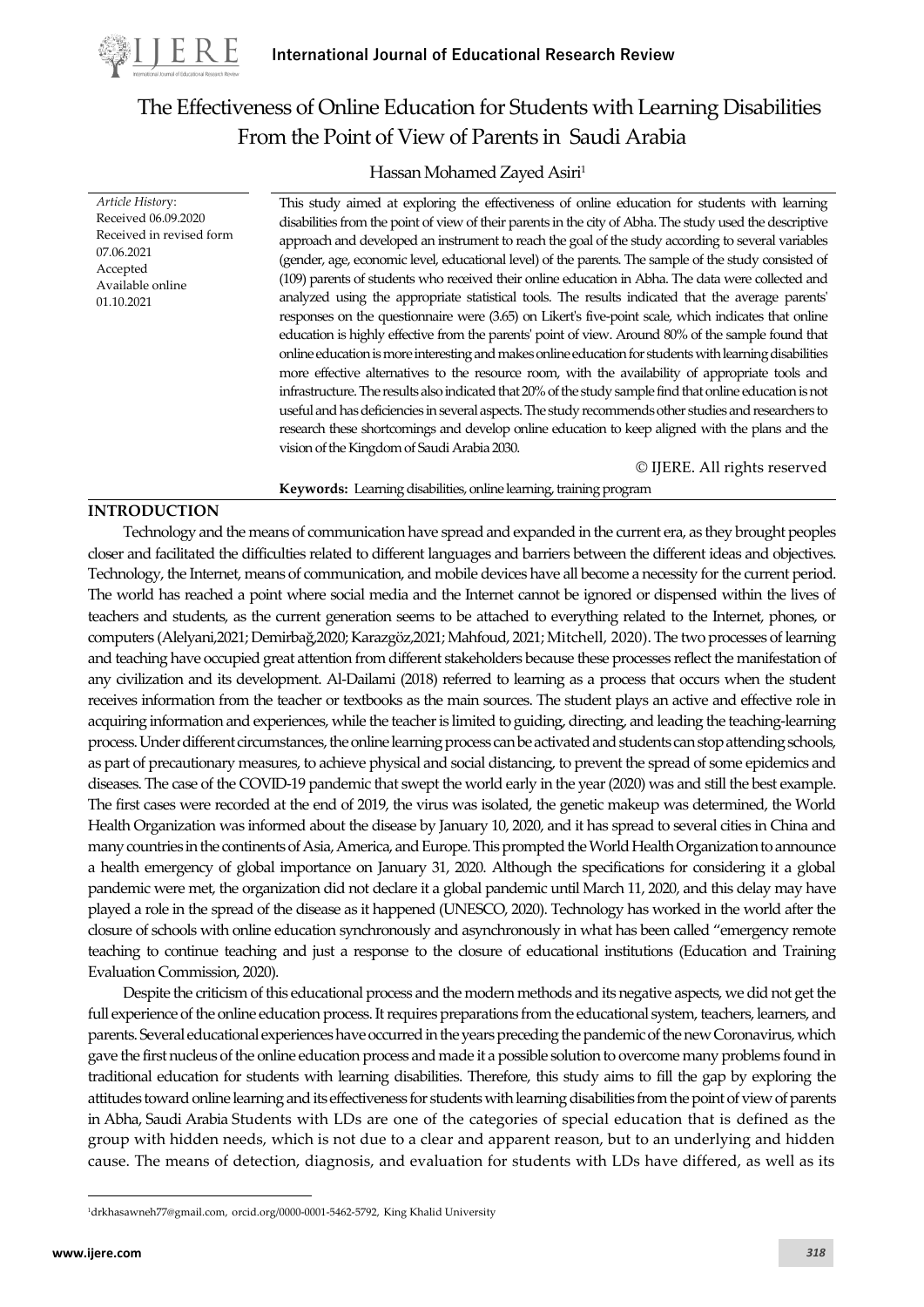# The Effectiveness of Online Education for Students with Learning Disabilities From the Point of View of Parents in Saudi Arabia

Hassan Mohamed Zayed Asiri[1]

*Article History*:
Received 06.09.2020
Received in revised form 07.06.2021
Accepted
Available online 01.10.2021

This study aimed at exploring the effectiveness of online education for students with learning disabilities from the point of view of their parents in the city of Abha. The study used the descriptive approach and developed an instrument to reach the goal of the study according to several variables (gender, age, economic level, educational level) of the parents. The sample of the study consisted of (109) parents of students who received their online education in Abha. The data were collected and analyzed using the appropriate statistical tools. The results indicated that the average parents' responses on the questionnaire were (3.65) on Likert's five-point scale, which indicates that online education is highly effective from the parents' point of view. Around 80% of the sample found that online education is more interesting and makes online education for students with learning disabilities more effective alternatives to the resource room, with the availability of appropriate tools and infrastructure. The results also indicated that 20% of the study sample find that online education is not useful and has deficiencies in several aspects. The study recommends other studies and researchers to research these shortcomings and develop online education to keep aligned with the plans and the vision of the Kingdom of Saudi Arabia 2030.

© IJERE. All rights reserved

**Keywords:** Learning disabilities, online learning, training program

## INTRODUCTION

Technology and the means of communication have spread and expanded in the current era, as they brought peoples closer and facilitated the difficulties related to different languages and barriers between the different ideas and objectives. Technology, the Internet, means of communication, and mobile devices have all become a necessity for the current period. The world has reached a point where social media and the Internet cannot be ignored or dispensed within the lives of teachers and students, as the current generation seems to be attached to everything related to the Internet, phones, or computers (Alelyani,2021; Demirbağ,2020; Karazgöz,2021; Mahfoud, 2021; Mitchell, 2020). The two processes of learning and teaching have occupied great attention from different stakeholders because these processes reflect the manifestation of any civilization and its development. Al-Dailami (2018) referred to learning as a process that occurs when the student receives information from the teacher or textbooks as the main sources. The student plays an active and effective role in acquiring information and experiences, while the teacher is limited to guiding, directing, and leading the teaching-learning process. Under different circumstances, the online learning process can be activated and students can stop attending schools, as part of precautionary measures, to achieve physical and social distancing, to prevent the spread of some epidemics and diseases. The case of the COVID-19 pandemic that swept the world early in the year (2020) was and still the best example. The first cases were recorded at the end of 2019, the virus was isolated, the genetic makeup was determined, the World Health Organization was informed about the disease by January 10, 2020, and it has spread to several cities in China and many countries in the continents of Asia, America, and Europe. This prompted the World Health Organization to announce a health emergency of global importance on January 31, 2020. Although the specifications for considering it a global pandemic were met, the organization did not declare it a global pandemic until March 11, 2020, and this delay may have played a role in the spread of the disease as it happened (UNESCO, 2020). Technology has worked in the world after the closure of schools with online education synchronously and asynchronously in what has been called "emergency remote teaching to continue teaching and just a response to the closure of educational institutions (Education and Training Evaluation Commission, 2020).

Despite the criticism of this educational process and the modern methods and its negative aspects, we did not get the full experience of the online education process. It requires preparations from the educational system, teachers, learners, and parents. Several educational experiences have occurred in the years preceding the pandemic of the new Coronavirus, which gave the first nucleus of the online education process and made it a possible solution to overcome many problems found in traditional education for students with learning disabilities. Therefore, this study aims to fill the gap by exploring the attitudes toward online learning and its effectiveness for students with learning disabilities from the point of view of parents in Abha, Saudi Arabia Students with LDs are one of the categories of special education that is defined as the group with hidden needs, which is not due to a clear and apparent reason, but to an underlying and hidden cause. The means of detection, diagnosis, and evaluation for students with LDs have differed, as well as its

[1] drkhasawneh77@gmail.com, orcid.org/0000-0001-5462-5792, King Khalid University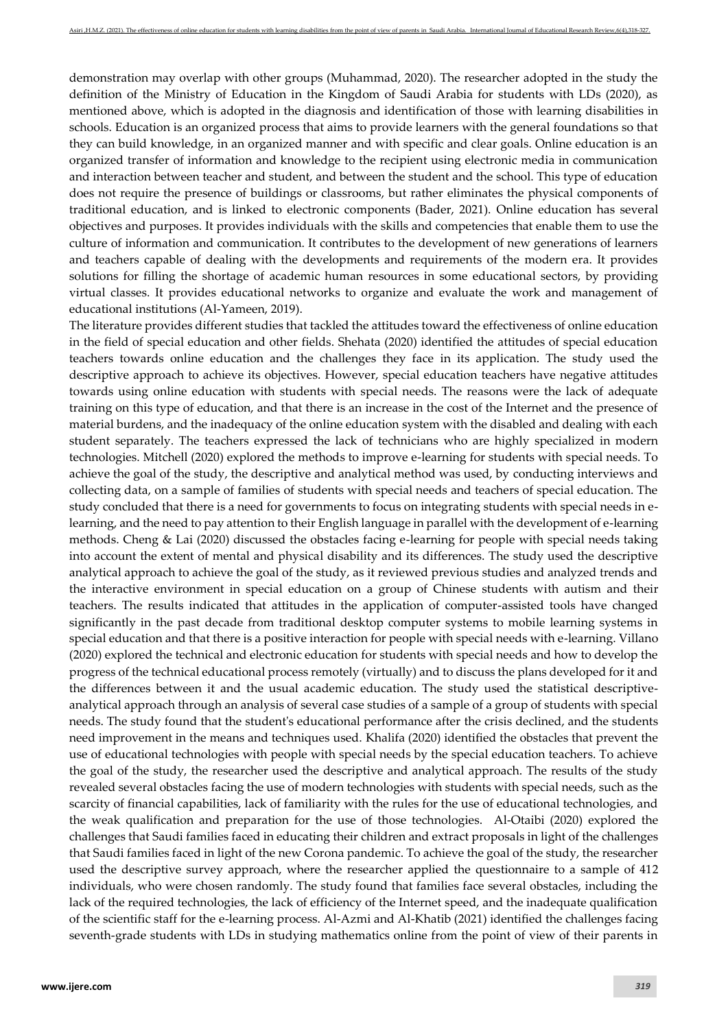demonstration may overlap with other groups (Muhammad, 2020). The researcher adopted in the study the definition of the Ministry of Education in the Kingdom of Saudi Arabia for students with LDs (2020), as mentioned above, which is adopted in the diagnosis and identification of those with learning disabilities in schools. Education is an organized process that aims to provide learners with the general foundations so that they can build knowledge, in an organized manner and with specific and clear goals. Online education is an organized transfer of information and knowledge to the recipient using electronic media in communication and interaction between teacher and student, and between the student and the school. This type of education does not require the presence of buildings or classrooms, but rather eliminates the physical components of traditional education, and is linked to electronic components (Bader, 2021). Online education has several objectives and purposes. It provides individuals with the skills and competencies that enable them to use the culture of information and communication. It contributes to the development of new generations of learners and teachers capable of dealing with the developments and requirements of the modern era. It provides solutions for filling the shortage of academic human resources in some educational sectors, by providing virtual classes. It provides educational networks to organize and evaluate the work and management of educational institutions (Al-Yameen, 2019).

The literature provides different studies that tackled the attitudes toward the effectiveness of online education in the field of special education and other fields. Shehata (2020) identified the attitudes of special education teachers towards online education and the challenges they face in its application. The study used the descriptive approach to achieve its objectives. However, special education teachers have negative attitudes towards using online education with students with special needs. The reasons were the lack of adequate training on this type of education, and that there is an increase in the cost of the Internet and the presence of material burdens, and the inadequacy of the online education system with the disabled and dealing with each student separately. The teachers expressed the lack of technicians who are highly specialized in modern technologies. Mitchell (2020) explored the methods to improve e-learning for students with special needs. To achieve the goal of the study, the descriptive and analytical method was used, by conducting interviews and collecting data, on a sample of families of students with special needs and teachers of special education. The study concluded that there is a need for governments to focus on integrating students with special needs in e-learning, and the need to pay attention to their English language in parallel with the development of e-learning methods. Cheng & Lai (2020) discussed the obstacles facing e-learning for people with special needs taking into account the extent of mental and physical disability and its differences. The study used the descriptive analytical approach to achieve the goal of the study, as it reviewed previous studies and analyzed trends and the interactive environment in special education on a group of Chinese students with autism and their teachers. The results indicated that attitudes in the application of computer-assisted tools have changed significantly in the past decade from traditional desktop computer systems to mobile learning systems in special education and that there is a positive interaction for people with special needs with e-learning. Villano (2020) explored the technical and electronic education for students with special needs and how to develop the progress of the technical educational process remotely (virtually) and to discuss the plans developed for it and the differences between it and the usual academic education. The study used the statistical descriptive-analytical approach through an analysis of several case studies of a sample of a group of students with special needs. The study found that the student's educational performance after the crisis declined, and the students need improvement in the means and techniques used. Khalifa (2020) identified the obstacles that prevent the use of educational technologies with people with special needs by the special education teachers. To achieve the goal of the study, the researcher used the descriptive and analytical approach. The results of the study revealed several obstacles facing the use of modern technologies with students with special needs, such as the scarcity of financial capabilities, lack of familiarity with the rules for the use of educational technologies, and the weak qualification and preparation for the use of those technologies. Al-Otaibi (2020) explored the challenges that Saudi families faced in educating their children and extract proposals in light of the challenges that Saudi families faced in light of the new Corona pandemic. To achieve the goal of the study, the researcher used the descriptive survey approach, where the researcher applied the questionnaire to a sample of 412 individuals, who were chosen randomly. The study found that families face several obstacles, including the lack of the required technologies, the lack of efficiency of the Internet speed, and the inadequate qualification of the scientific staff for the e-learning process. Al-Azmi and Al-Khatib (2021) identified the challenges facing seventh-grade students with LDs in studying mathematics online from the point of view of their parents in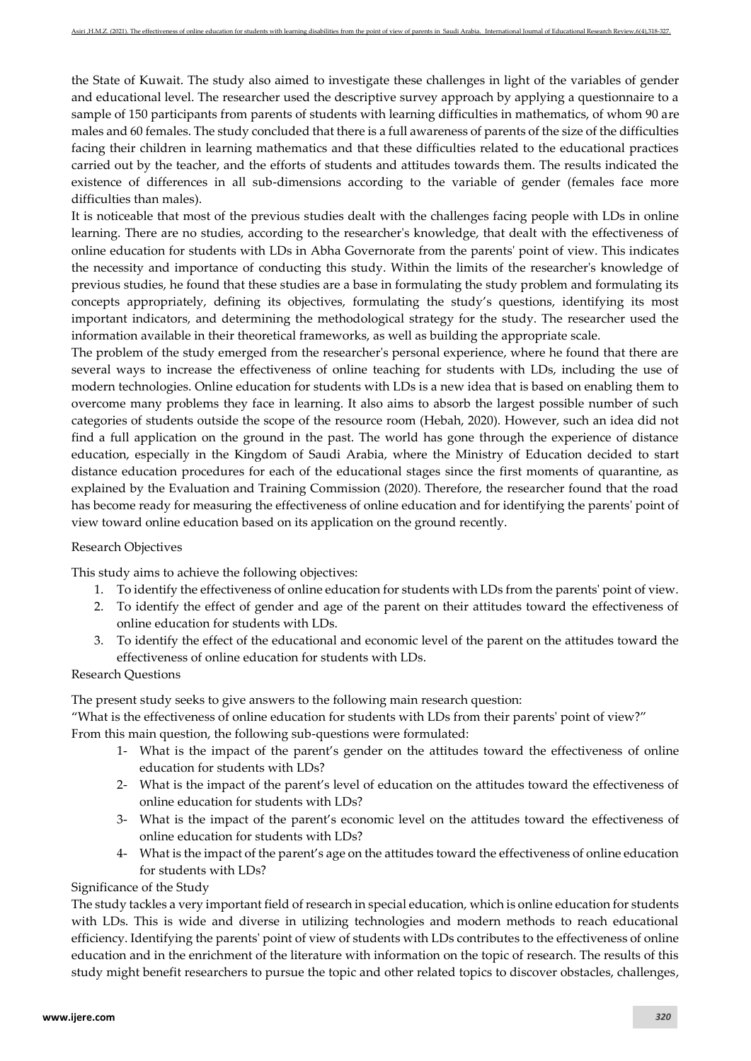the State of Kuwait. The study also aimed to investigate these challenges in light of the variables of gender and educational level. The researcher used the descriptive survey approach by applying a questionnaire to a sample of 150 participants from parents of students with learning difficulties in mathematics, of whom 90 are males and 60 females. The study concluded that there is a full awareness of parents of the size of the difficulties facing their children in learning mathematics and that these difficulties related to the educational practices carried out by the teacher, and the efforts of students and attitudes towards them. The results indicated the existence of differences in all sub-dimensions according to the variable of gender (females face more difficulties than males).

It is noticeable that most of the previous studies dealt with the challenges facing people with LDs in online learning. There are no studies, according to the researcher's knowledge, that dealt with the effectiveness of online education for students with LDs in Abha Governorate from the parents' point of view. This indicates the necessity and importance of conducting this study. Within the limits of the researcher's knowledge of previous studies, he found that these studies are a base in formulating the study problem and formulating its concepts appropriately, defining its objectives, formulating the study's questions, identifying its most important indicators, and determining the methodological strategy for the study. The researcher used the information available in their theoretical frameworks, as well as building the appropriate scale.

The problem of the study emerged from the researcher's personal experience, where he found that there are several ways to increase the effectiveness of online teaching for students with LDs, including the use of modern technologies. Online education for students with LDs is a new idea that is based on enabling them to overcome many problems they face in learning. It also aims to absorb the largest possible number of such categories of students outside the scope of the resource room (Hebah, 2020). However, such an idea did not find a full application on the ground in the past. The world has gone through the experience of distance education, especially in the Kingdom of Saudi Arabia, where the Ministry of Education decided to start distance education procedures for each of the educational stages since the first moments of quarantine, as explained by the Evaluation and Training Commission (2020). Therefore, the researcher found that the road has become ready for measuring the effectiveness of online education and for identifying the parents' point of view toward online education based on its application on the ground recently.

## Research Objectives

This study aims to achieve the following objectives:

1. To identify the effectiveness of online education for students with LDs from the parents' point of view.
2. To identify the effect of gender and age of the parent on their attitudes toward the effectiveness of online education for students with LDs.
3. To identify the effect of the educational and economic level of the parent on the attitudes toward the effectiveness of online education for students with LDs.

## Research Questions

The present study seeks to give answers to the following main research question:

"What is the effectiveness of online education for students with LDs from their parents' point of view?"

From this main question, the following sub-questions were formulated:

1- What is the impact of the parent's gender on the attitudes toward the effectiveness of online education for students with LDs?

2- What is the impact of the parent's level of education on the attitudes toward the effectiveness of online education for students with LDs?

3- What is the impact of the parent's economic level on the attitudes toward the effectiveness of online education for students with LDs?

4- What is the impact of the parent's age on the attitudes toward the effectiveness of online education for students with LDs?

## Significance of the Study

The study tackles a very important field of research in special education, which is online education for students with LDs. This is wide and diverse in utilizing technologies and modern methods to reach educational efficiency. Identifying the parents' point of view of students with LDs contributes to the effectiveness of online education and in the enrichment of the literature with information on the topic of research. The results of this study might benefit researchers to pursue the topic and other related topics to discover obstacles, challenges,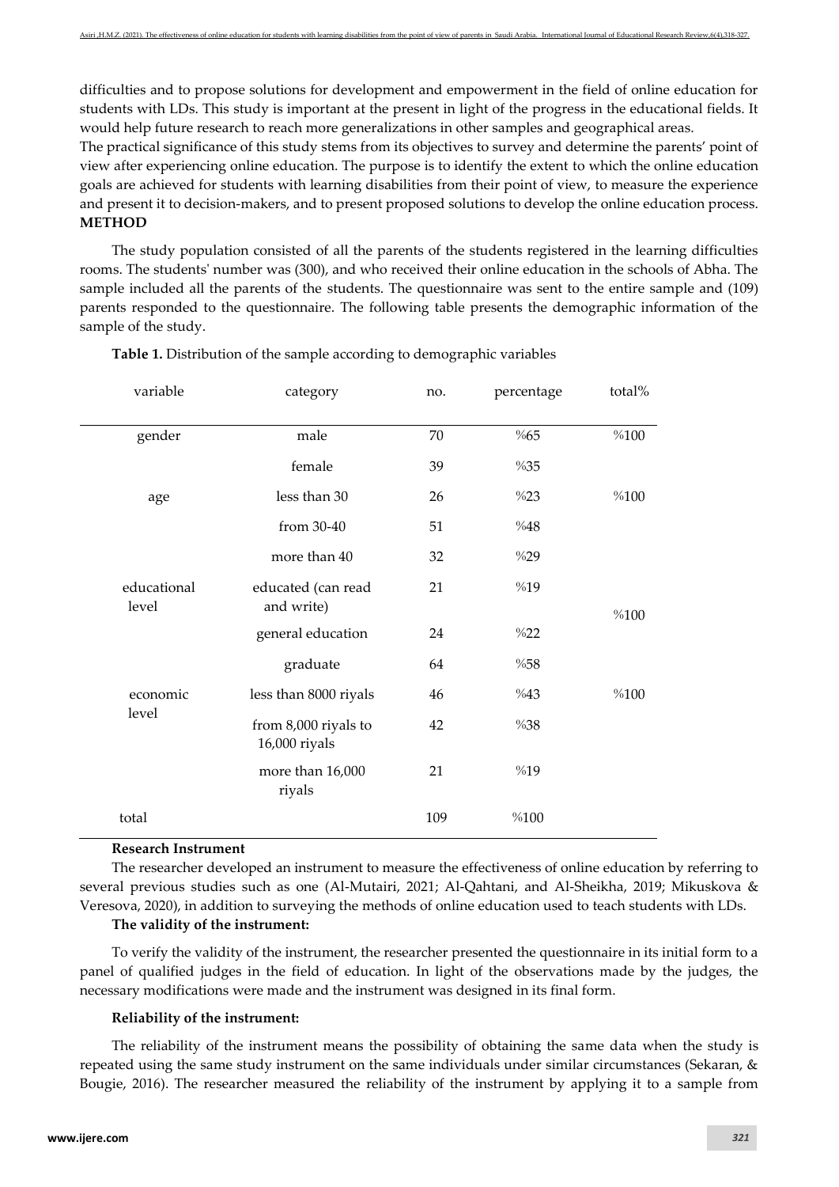difficulties and to propose solutions for development and empowerment in the field of online education for students with LDs. This study is important at the present in light of the progress in the educational fields. It would help future research to reach more generalizations in other samples and geographical areas.

The practical significance of this study stems from its objectives to survey and determine the parents' point of view after experiencing online education. The purpose is to identify the extent to which the online education goals are achieved for students with learning disabilities from their point of view, to measure the experience and present it to decision-makers, and to present proposed solutions to develop the online education process.

**METHOD**

The study population consisted of all the parents of the students registered in the learning difficulties rooms. The students' number was (300), and who received their online education in the schools of Abha. The sample included all the parents of the students. The questionnaire was sent to the entire sample and (109) parents responded to the questionnaire. The following table presents the demographic information of the sample of the study.

**Table 1.** Distribution of the sample according to demographic variables

| variable | category | no. | percentage | total% |
|---|---|---|---|---|
| gender | male | 70 | %65 | %100 |
| | female | 39 | %35 | |
| age | less than 30 | 26 | %23 | %100 |
| | from 30-40 | 51 | %48 | |
| | more than 40 | 32 | %29 | |
| educational level | educated (can read and write) | 21 | %19 | %100 |
| | general education | 24 | %22 | |
| | graduate | 64 | %58 | |
| economic level | less than 8000 riyals | 46 | %43 | %100 |
| | from 8,000 riyals to 16,000 riyals | 42 | %38 | |
| | more than 16,000 riyals | 21 | %19 | |
| total | | 109 | %100 | |

**Research Instrument**

The researcher developed an instrument to measure the effectiveness of online education by referring to several previous studies such as one (Al-Mutairi, 2021; Al-Qahtani, and Al-Sheikha, 2019; Mikuskova & Veresova, 2020), in addition to surveying the methods of online education used to teach students with LDs.

**The validity of the instrument:**

To verify the validity of the instrument, the researcher presented the questionnaire in its initial form to a panel of qualified judges in the field of education. In light of the observations made by the judges, the necessary modifications were made and the instrument was designed in its final form.

**Reliability of the instrument:**

The reliability of the instrument means the possibility of obtaining the same data when the study is repeated using the same study instrument on the same individuals under similar circumstances (Sekaran, & Bougie, 2016). The researcher measured the reliability of the instrument by applying it to a sample from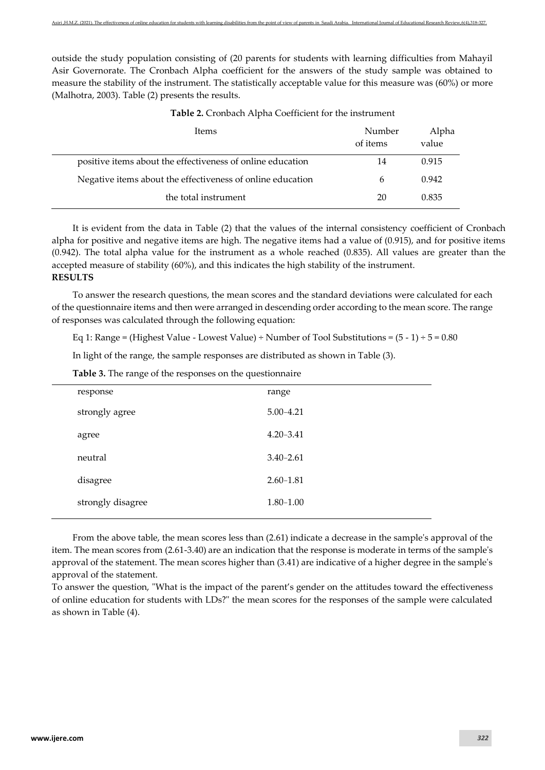outside the study population consisting of (20 parents for students with learning difficulties from Mahayil Asir Governorate. The Cronbach Alpha coefficient for the answers of the study sample was obtained to measure the stability of the instrument. The statistically acceptable value for this measure was (60%) or more (Malhotra, 2003). Table (2) presents the results.

**Table 2.** Cronbach Alpha Coefficient for the instrument

| Items | Number of items | Alpha value |
|---|---|---|
| positive items about the effectiveness of online education | 14 | 0.915 |
| Negative items about the effectiveness of online education | 6 | 0.942 |
| the total instrument | 20 | 0.835 |

It is evident from the data in Table (2) that the values of the internal consistency coefficient of Cronbach alpha for positive and negative items are high. The negative items had a value of (0.915), and for positive items (0.942). The total alpha value for the instrument as a whole reached (0.835). All values are greater than the accepted measure of stability (60%), and this indicates the high stability of the instrument.

**RESULTS**

To answer the research questions, the mean scores and the standard deviations were calculated for each of the questionnaire items and then were arranged in descending order according to the mean score. The range of responses was calculated through the following equation:

Eq 1: Range = (Highest Value - Lowest Value) ÷ Number of Tool Substitutions = $(5 - 1) \div 5 = 0.80$

In light of the range, the sample responses are distributed as shown in Table (3).

**Table 3.** The range of the responses on the questionnaire

| response | range |
|---|---|
| strongly agree | 5.00–4.21 |
| agree | 4.20–3.41 |
| neutral | 3.40–2.61 |
| disagree | 2.60–1.81 |
| strongly disagree | 1.80–1.00 |

From the above table, the mean scores less than (2.61) indicate a decrease in the sample's approval of the item. The mean scores from (2.61-3.40) are an indication that the response is moderate in terms of the sample's approval of the statement. The mean scores higher than (3.41) are indicative of a higher degree in the sample's approval of the statement.

To answer the question, "What is the impact of the parent's gender on the attitudes toward the effectiveness of online education for students with LDs?" the mean scores for the responses of the sample were calculated as shown in Table (4).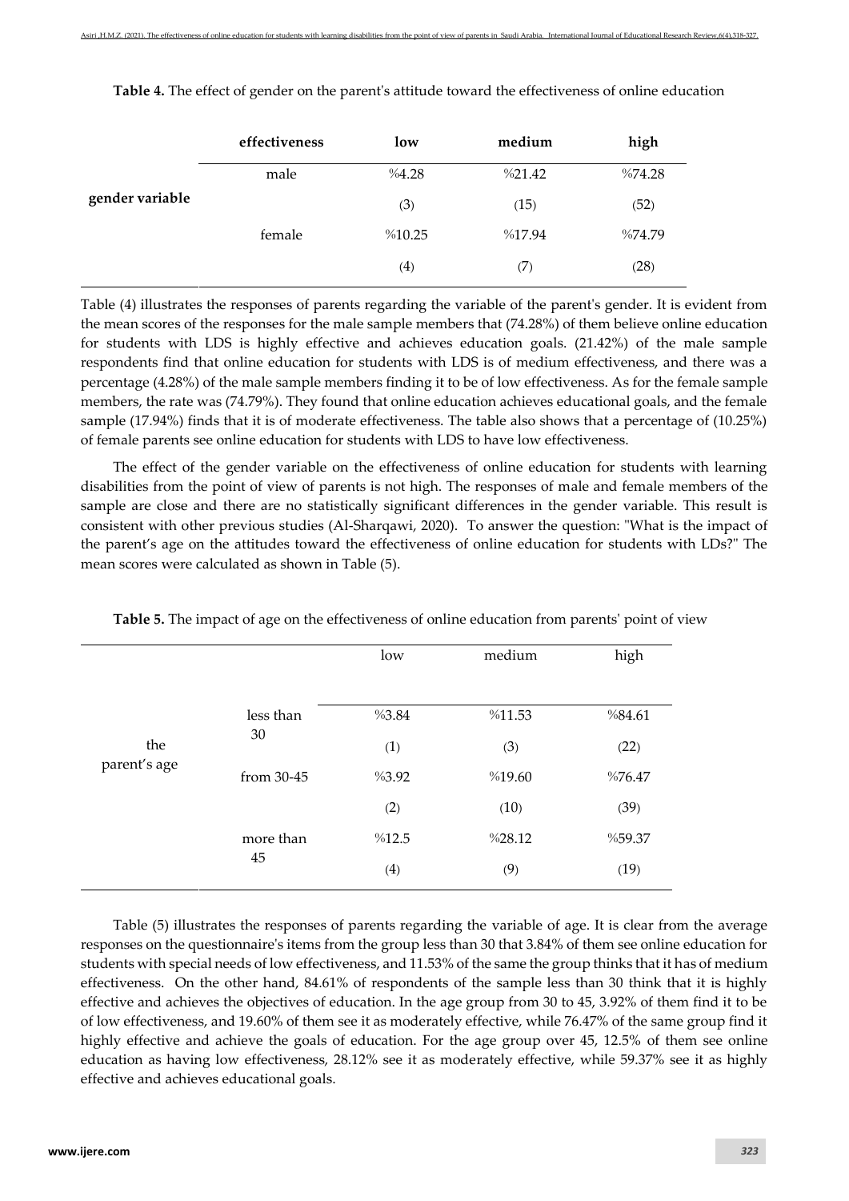**Table 4.** The effect of gender on the parent's attitude toward the effectiveness of online education

| | effectiveness | low | medium | high |
|---|---|---|---|---|
| gender variable | male | %4.28 | %21.42 | %74.28 |
| | | (3) | (15) | (52) |
| | female | %10.25 | %17.94 | %74.79 |
| | | (4) | (7) | (28) |

Table (4) illustrates the responses of parents regarding the variable of the parent's gender. It is evident from the mean scores of the responses for the male sample members that (74.28%) of them believe online education for students with LDS is highly effective and achieves education goals. (21.42%) of the male sample respondents find that online education for students with LDS is of medium effectiveness, and there was a percentage (4.28%) of the male sample members finding it to be of low effectiveness. As for the female sample members, the rate was (74.79%). They found that online education achieves educational goals, and the female sample (17.94%) finds that it is of moderate effectiveness. The table also shows that a percentage of (10.25%) of female parents see online education for students with LDS to have low effectiveness.

The effect of the gender variable on the effectiveness of online education for students with learning disabilities from the point of view of parents is not high. The responses of male and female members of the sample are close and there are no statistically significant differences in the gender variable. This result is consistent with other previous studies (Al-Sharqawi, 2020). To answer the question: "What is the impact of the parent's age on the attitudes toward the effectiveness of online education for students with LDs?" The mean scores were calculated as shown in Table (5).

**Table 5.** The impact of age on the effectiveness of online education from parents' point of view

| | | low | medium | high |
|---|---|---|---|---|
| the parent's age | less than 30 | %3.84 | %11.53 | %84.61 |
| | | (1) | (3) | (22) |
| | from 30-45 | %3.92 | %19.60 | %76.47 |
| | | (2) | (10) | (39) |
| | more than 45 | %12.5 | %28.12 | %59.37 |
| | | (4) | (9) | (19) |

Table (5) illustrates the responses of parents regarding the variable of age. It is clear from the average responses on the questionnaire's items from the group less than 30 that 3.84% of them see online education for students with special needs of low effectiveness, and 11.53% of the same the group thinks that it has of medium effectiveness. On the other hand, 84.61% of respondents of the sample less than 30 think that it is highly effective and achieves the objectives of education. In the age group from 30 to 45, 3.92% of them find it to be of low effectiveness, and 19.60% of them see it as moderately effective, while 76.47% of the same group find it highly effective and achieve the goals of education. For the age group over 45, 12.5% of them see online education as having low effectiveness, 28.12% see it as moderately effective, while 59.37% see it as highly effective and achieves educational goals.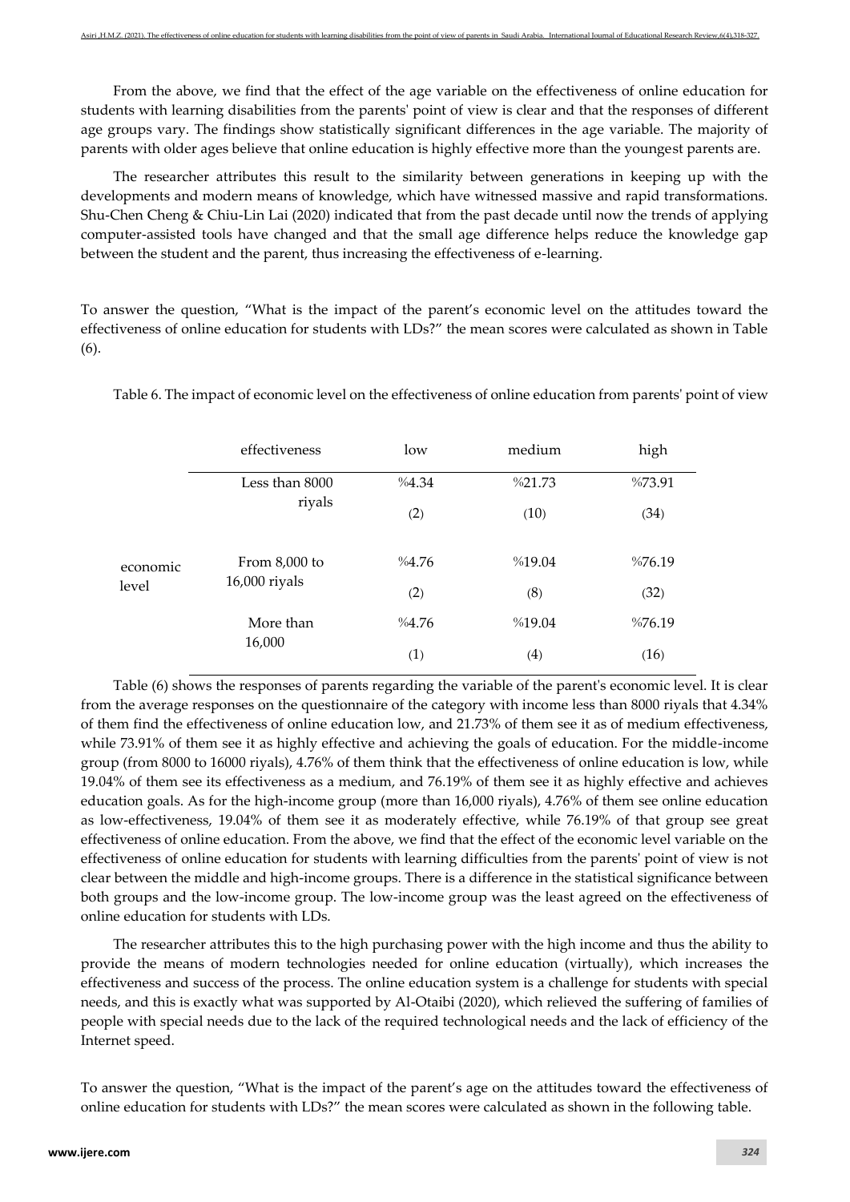From the above, we find that the effect of the age variable on the effectiveness of online education for students with learning disabilities from the parents' point of view is clear and that the responses of different age groups vary. The findings show statistically significant differences in the age variable. The majority of parents with older ages believe that online education is highly effective more than the youngest parents are.

The researcher attributes this result to the similarity between generations in keeping up with the developments and modern means of knowledge, which have witnessed massive and rapid transformations. Shu-Chen Cheng & Chiu-Lin Lai (2020) indicated that from the past decade until now the trends of applying computer-assisted tools have changed and that the small age difference helps reduce the knowledge gap between the student and the parent, thus increasing the effectiveness of e-learning.

To answer the question, "What is the impact of the parent's economic level on the attitudes toward the effectiveness of online education for students with LDs?" the mean scores were calculated as shown in Table (6).

Table 6. The impact of economic level on the effectiveness of online education from parents' point of view

| | effectiveness | low | medium | high |
|---|---|---|---|---|
| economic level | Less than 8000 riyals | %4.34 (2) | %21.73 (10) | %73.91 (34) |
| | From 8,000 to 16,000 riyals | %4.76 (2) | %19.04 (8) | %76.19 (32) |
| | More than 16,000 | %4.76 (1) | %19.04 (4) | %76.19 (16) |

Table (6) shows the responses of parents regarding the variable of the parent's economic level. It is clear from the average responses on the questionnaire of the category with income less than 8000 riyals that 4.34% of them find the effectiveness of online education low, and 21.73% of them see it as of medium effectiveness, while 73.91% of them see it as highly effective and achieving the goals of education. For the middle-income group (from 8000 to 16000 riyals), 4.76% of them think that the effectiveness of online education is low, while 19.04% of them see its effectiveness as a medium, and 76.19% of them see it as highly effective and achieves education goals. As for the high-income group (more than 16,000 riyals), 4.76% of them see online education as low-effectiveness, 19.04% of them see it as moderately effective, while 76.19% of that group see great effectiveness of online education. From the above, we find that the effect of the economic level variable on the effectiveness of online education for students with learning difficulties from the parents' point of view is not clear between the middle and high-income groups. There is a difference in the statistical significance between both groups and the low-income group. The low-income group was the least agreed on the effectiveness of online education for students with LDs.

The researcher attributes this to the high purchasing power with the high income and thus the ability to provide the means of modern technologies needed for online education (virtually), which increases the effectiveness and success of the process. The online education system is a challenge for students with special needs, and this is exactly what was supported by Al-Otaibi (2020), which relieved the suffering of families of people with special needs due to the lack of the required technological needs and the lack of efficiency of the Internet speed.

To answer the question, "What is the impact of the parent's age on the attitudes toward the effectiveness of online education for students with LDs?" the mean scores were calculated as shown in the following table.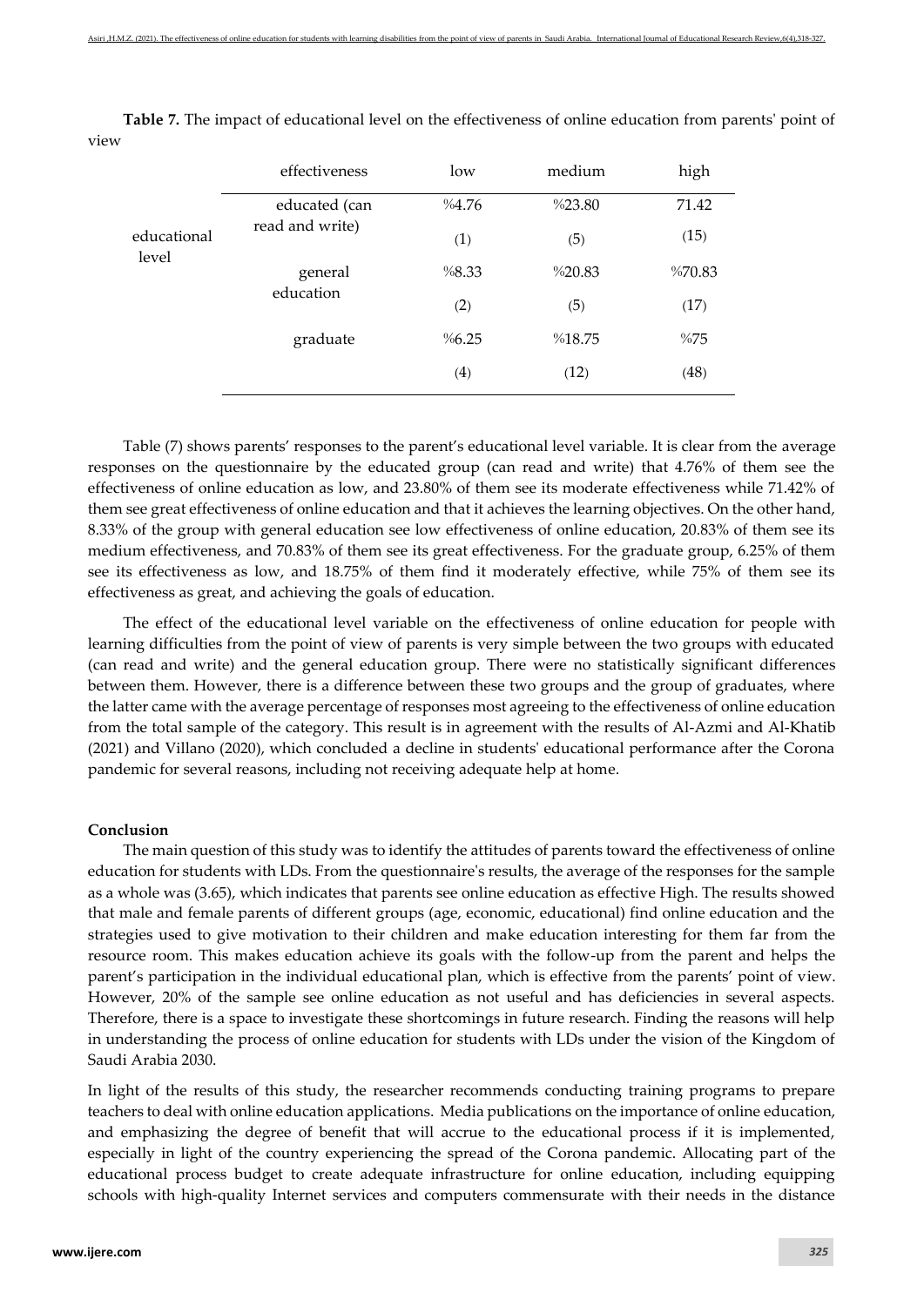**Table 7.** The impact of educational level on the effectiveness of online education from parents' point of view

| | effectiveness | low | medium | high |
|---|---|---|---|---|
| educational level | educated (can read and write) | %4.76 | %23.80 | 71.42 |
| | | (1) | (5) | (15) |
| | general education | %8.33 | %20.83 | %70.83 |
| | | (2) | (5) | (17) |
| | graduate | %6.25 | %18.75 | %75 |
| | | (4) | (12) | (48) |

Table (7) shows parents' responses to the parent's educational level variable. It is clear from the average responses on the questionnaire by the educated group (can read and write) that 4.76% of them see the effectiveness of online education as low, and 23.80% of them see its moderate effectiveness while 71.42% of them see great effectiveness of online education and that it achieves the learning objectives. On the other hand, 8.33% of the group with general education see low effectiveness of online education, 20.83% of them see its medium effectiveness, and 70.83% of them see its great effectiveness. For the graduate group, 6.25% of them see its effectiveness as low, and 18.75% of them find it moderately effective, while 75% of them see its effectiveness as great, and achieving the goals of education.

The effect of the educational level variable on the effectiveness of online education for people with learning difficulties from the point of view of parents is very simple between the two groups with educated (can read and write) and the general education group. There were no statistically significant differences between them. However, there is a difference between these two groups and the group of graduates, where the latter came with the average percentage of responses most agreeing to the effectiveness of online education from the total sample of the category. This result is in agreement with the results of Al-Azmi and Al-Khatib (2021) and Villano (2020), which concluded a decline in students' educational performance after the Corona pandemic for several reasons, including not receiving adequate help at home.

**Conclusion**

The main question of this study was to identify the attitudes of parents toward the effectiveness of online education for students with LDs. From the questionnaire's results, the average of the responses for the sample as a whole was (3.65), which indicates that parents see online education as effective High. The results showed that male and female parents of different groups (age, economic, educational) find online education and the strategies used to give motivation to their children and make education interesting for them far from the resource room. This makes education achieve its goals with the follow-up from the parent and helps the parent's participation in the individual educational plan, which is effective from the parents' point of view. However, 20% of the sample see online education as not useful and has deficiencies in several aspects. Therefore, there is a space to investigate these shortcomings in future research. Finding the reasons will help in understanding the process of online education for students with LDs under the vision of the Kingdom of Saudi Arabia 2030.

In light of the results of this study, the researcher recommends conducting training programs to prepare teachers to deal with online education applications. Media publications on the importance of online education, and emphasizing the degree of benefit that will accrue to the educational process if it is implemented, especially in light of the country experiencing the spread of the Corona pandemic. Allocating part of the educational process budget to create adequate infrastructure for online education, including equipping schools with high-quality Internet services and computers commensurate with their needs in the distance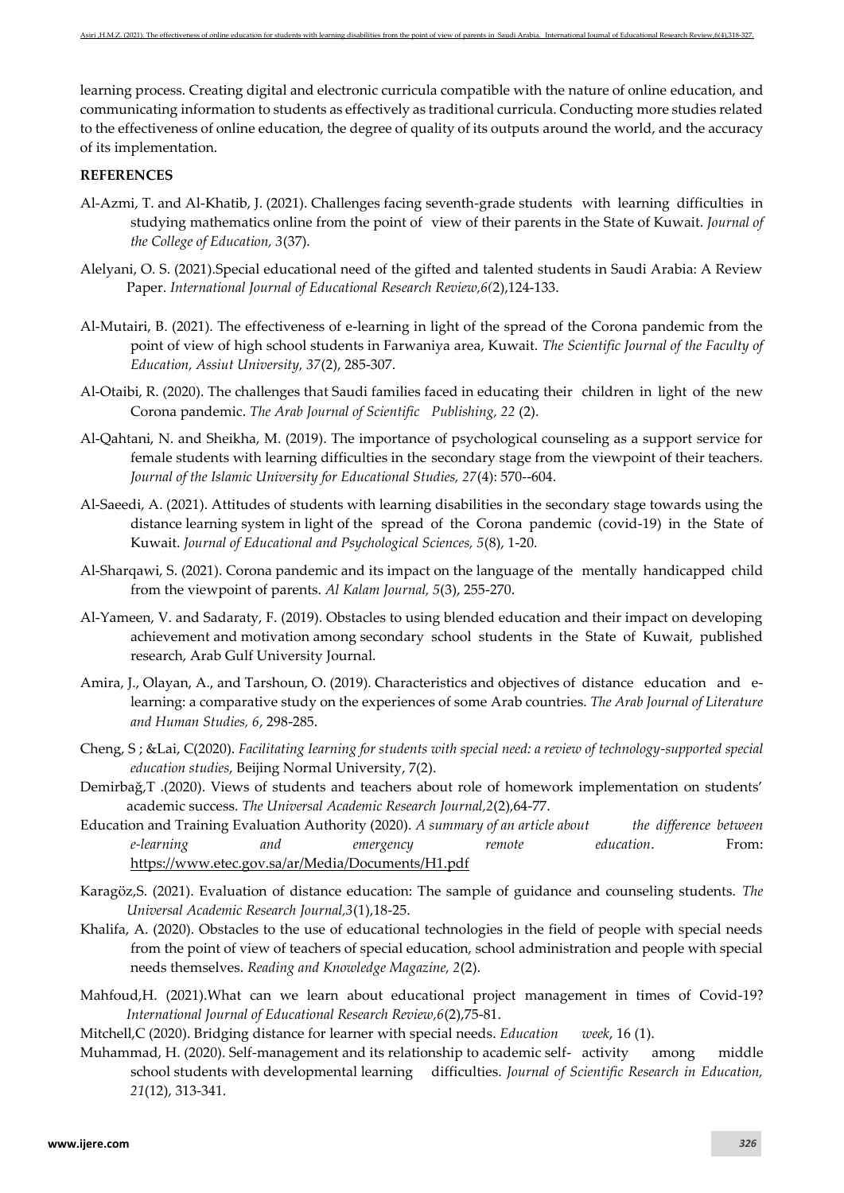learning process. Creating digital and electronic curricula compatible with the nature of online education, and communicating information to students as effectively as traditional curricula. Conducting more studies related to the effectiveness of online education, the degree of quality of its outputs around the world, and the accuracy of its implementation.

**REFERENCES**

Al-Azmi, T. and Al-Khatib, J. (2021). Challenges facing seventh-grade students with learning difficulties in studying mathematics online from the point of view of their parents in the State of Kuwait. *Journal of the College of Education, 3*(37).

Alelyani, O. S. (2021).Special educational need of the gifted and talented students in Saudi Arabia: A Review Paper. *International Journal of Educational Research Review,6(*2),124-133.

Al-Mutairi, B. (2021). The effectiveness of e-learning in light of the spread of the Corona pandemic from the point of view of high school students in Farwaniya area, Kuwait. *The Scientific Journal of the Faculty of Education, Assiut University, 37*(2), 285-307.

Al-Otaibi, R. (2020). The challenges that Saudi families faced in educating their children in light of the new Corona pandemic. *The Arab Journal of Scientific Publishing, 22* (2).

Al-Qahtani, N. and Sheikha, M. (2019). The importance of psychological counseling as a support service for female students with learning difficulties in the secondary stage from the viewpoint of their teachers. *Journal of the Islamic University for Educational Studies, 27*(4): 570--604.

Al-Saeedi, A. (2021). Attitudes of students with learning disabilities in the secondary stage towards using the distance learning system in light of the spread of the Corona pandemic (covid-19) in the State of Kuwait. *Journal of Educational and Psychological Sciences, 5*(8), 1-20.

Al-Sharqawi, S. (2021). Corona pandemic and its impact on the language of the mentally handicapped child from the viewpoint of parents. *Al Kalam Journal, 5*(3), 255-270.

Al-Yameen, V. and Sadaraty, F. (2019). Obstacles to using blended education and their impact on developing achievement and motivation among secondary school students in the State of Kuwait, published research, Arab Gulf University Journal.

Amira, J., Olayan, A., and Tarshoun, O. (2019). Characteristics and objectives of distance education and e-learning: a comparative study on the experiences of some Arab countries. *The Arab Journal of Literature and Human Studies, 6*, 298-285.

Cheng, S ; &Lai, C(2020). *Facilitating Iearning for students with special need: a review of technology-supported special education studies*, Beijing Normal University, 7(2).

Demirbağ,T .(2020). Views of students and teachers about role of homework implementation on students' academic success. *The Universal Academic Research Journal,2*(2),64-77.

Education and Training Evaluation Authority (2020). *A summary of an article about the difference between e-learning and emergency remote education*. From: https://www.etec.gov.sa/ar/Media/Documents/H1.pdf

Karagöz,S. (2021). Evaluation of distance education: The sample of guidance and counseling students. *The Universal Academic Research Journal,3*(1),18-25.

Khalifa, A. (2020). Obstacles to the use of educational technologies in the field of people with special needs from the point of view of teachers of special education, school administration and people with special needs themselves. *Reading and Knowledge Magazine, 2*(2).

Mahfoud,H. (2021).What can we learn about educational project management in times of Covid-19? *International Journal of Educational Research Review,6*(2),75-81.

Mitchell,C (2020). Bridging distance for learner with special needs. *Education week*, 16 (1).

Muhammad, H. (2020). Self-management and its relationship to academic self- activity among middle school students with developmental learning difficulties. *Journal of Scientific Research in Education, 21*(12), 313-341.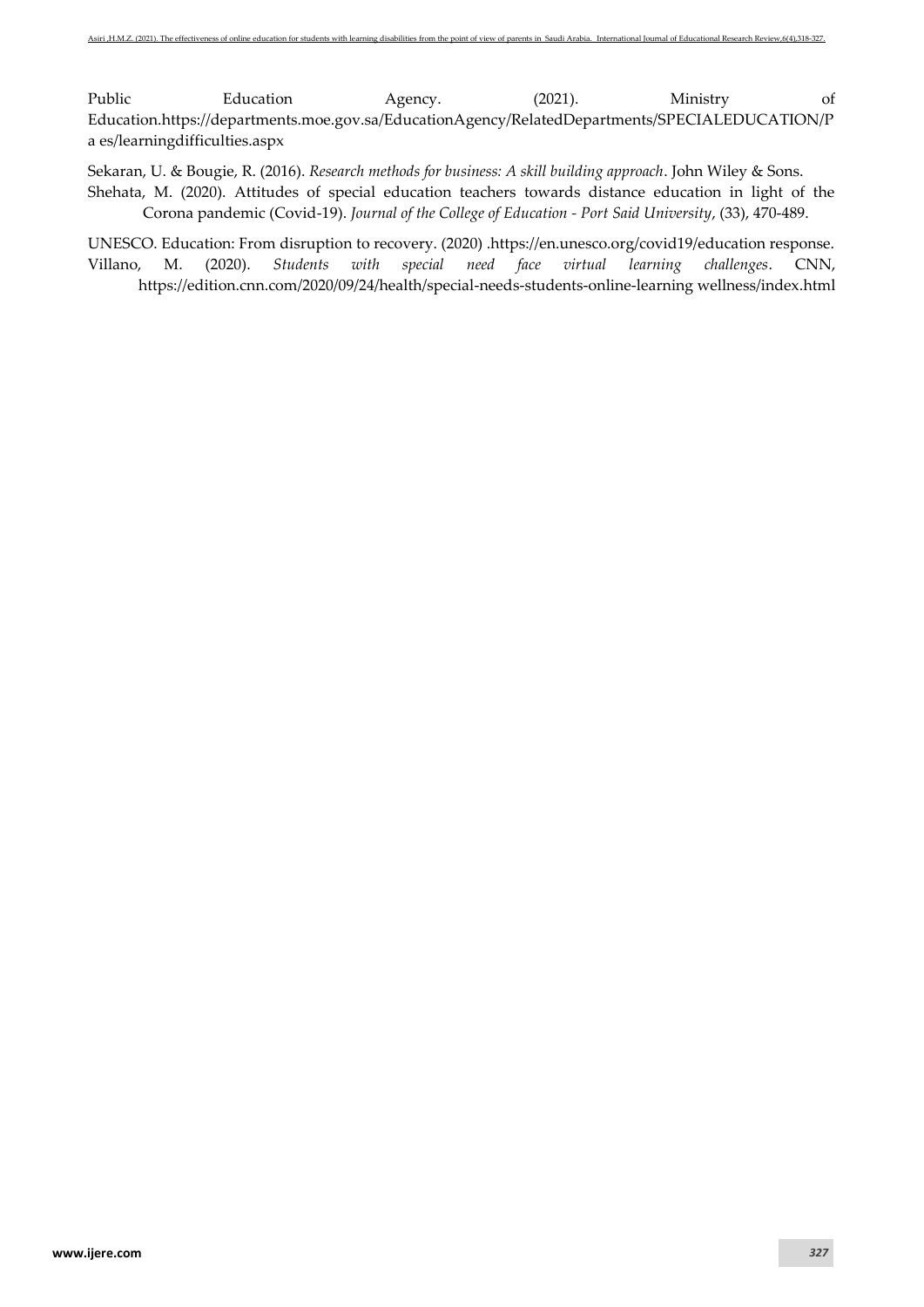Public Education Agency. (2021). Ministry of Education.https://departments.moe.gov.sa/EducationAgency/RelatedDepartments/SPECIALEDUCATION/Pa es/learningdifficulties.aspx

Sekaran, U. & Bougie, R. (2016). *Research methods for business: A skill building approach*. John Wiley & Sons.

Shehata, M. (2020). Attitudes of special education teachers towards distance education in light of the Corona pandemic (Covid-19). *Journal of the College of Education - Port Said University*, (33), 470-489.

UNESCO. Education: From disruption to recovery. (2020) .https://en.unesco.org/covid19/education response.

Villano, M. (2020). *Students with special need face virtual learning challenges*. CNN, https://edition.cnn.com/2020/09/24/health/special-needs-students-online-learning wellness/index.html